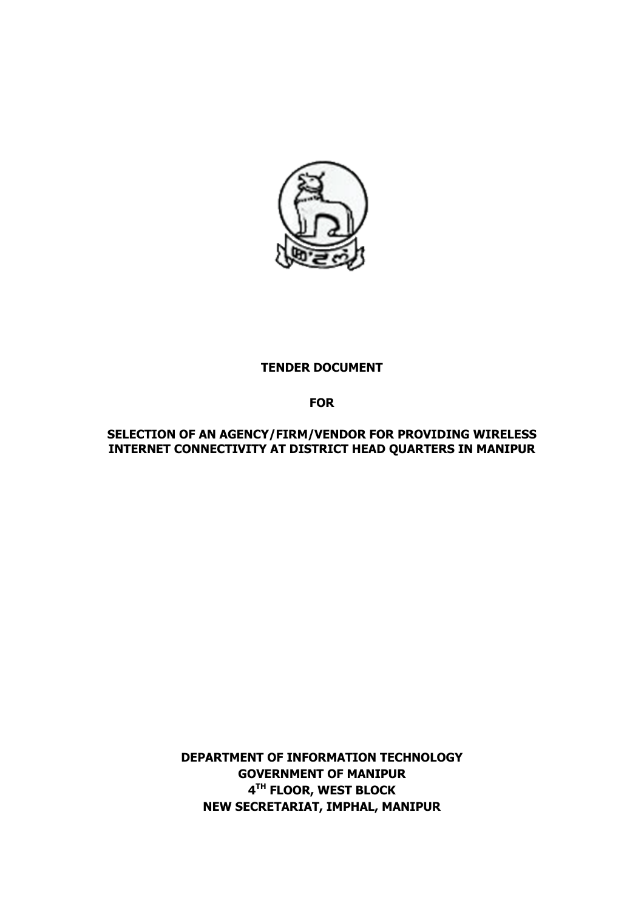**TENDER DOCUMENT**

**FOR**

**SELECTION OF AN AGENCY/FIRM/VENDOR FOR PROVIDING WIRELESS INTERNET CONNECTIVITY AT DISTRICT HEAD QUARTERS IN MANIPUR**

**DEPARTMENT OF INFORMATION TECHNOLOGY**
**GOVERNMENT OF MANIPUR**
**4TH FLOOR, WEST BLOCK**
**NEW SECRETARIAT, IMPHAL, MANIPUR**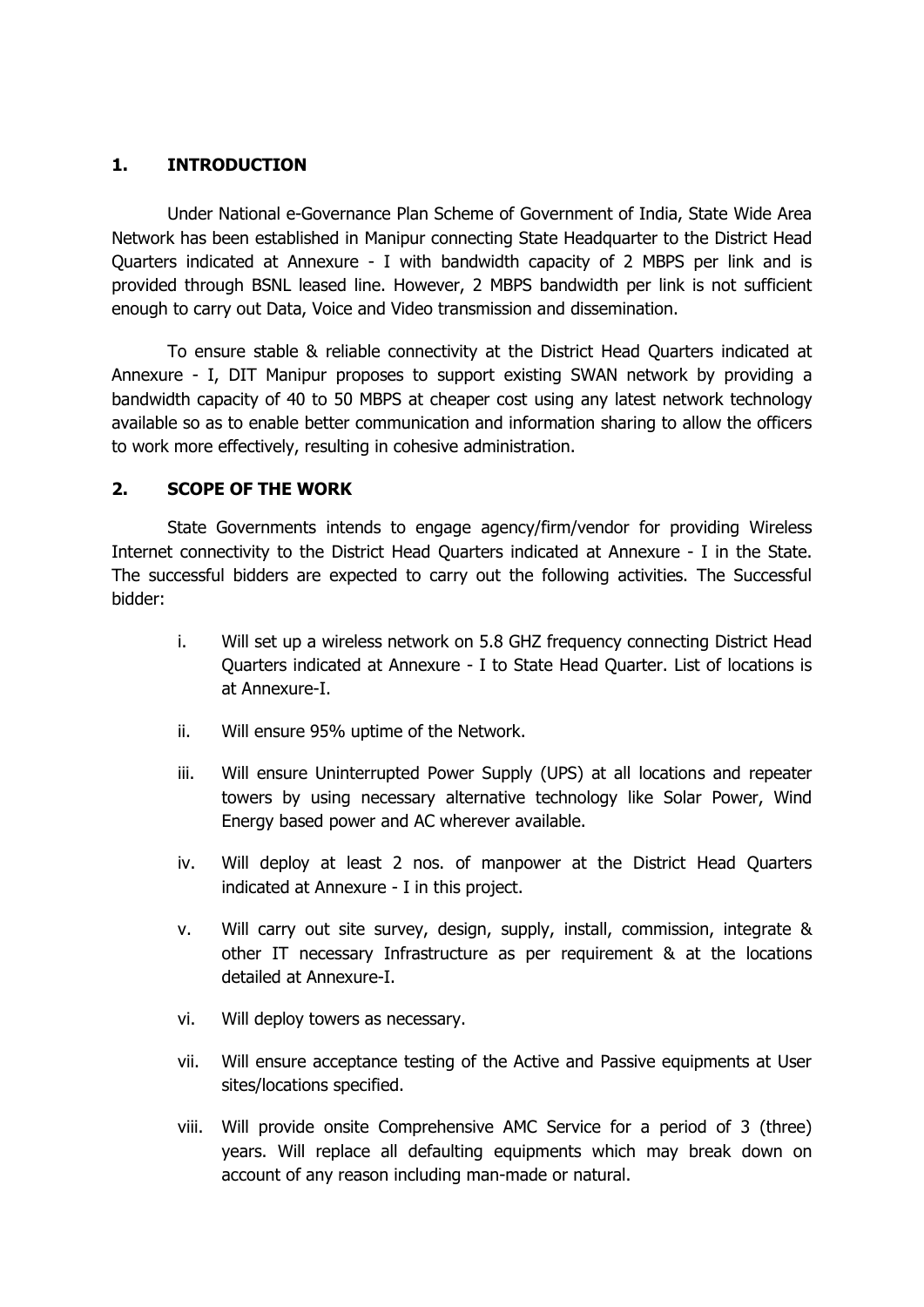## 1. INTRODUCTION

Under National e-Governance Plan Scheme of Government of India, State Wide Area Network has been established in Manipur connecting State Headquarter to the District Head Quarters indicated at Annexure - I with bandwidth capacity of 2 MBPS per link and is provided through BSNL leased line. However, 2 MBPS bandwidth per link is not sufficient enough to carry out Data, Voice and Video transmission and dissemination.

To ensure stable & reliable connectivity at the District Head Quarters indicated at Annexure - I, DIT Manipur proposes to support existing SWAN network by providing a bandwidth capacity of 40 to 50 MBPS at cheaper cost using any latest network technology available so as to enable better communication and information sharing to allow the officers to work more effectively, resulting in cohesive administration.

## 2. SCOPE OF THE WORK

State Governments intends to engage agency/firm/vendor for providing Wireless Internet connectivity to the District Head Quarters indicated at Annexure - I in the State. The successful bidders are expected to carry out the following activities. The Successful bidder:

i. Will set up a wireless network on 5.8 GHZ frequency connecting District Head Quarters indicated at Annexure - I to State Head Quarter. List of locations is at Annexure-I.

ii. Will ensure 95% uptime of the Network.

iii. Will ensure Uninterrupted Power Supply (UPS) at all locations and repeater towers by using necessary alternative technology like Solar Power, Wind Energy based power and AC wherever available.

iv. Will deploy at least 2 nos. of manpower at the District Head Quarters indicated at Annexure - I in this project.

v. Will carry out site survey, design, supply, install, commission, integrate & other IT necessary Infrastructure as per requirement & at the locations detailed at Annexure-I.

vi. Will deploy towers as necessary.

vii. Will ensure acceptance testing of the Active and Passive equipments at User sites/locations specified.

viii. Will provide onsite Comprehensive AMC Service for a period of 3 (three) years. Will replace all defaulting equipments which may break down on account of any reason including man-made or natural.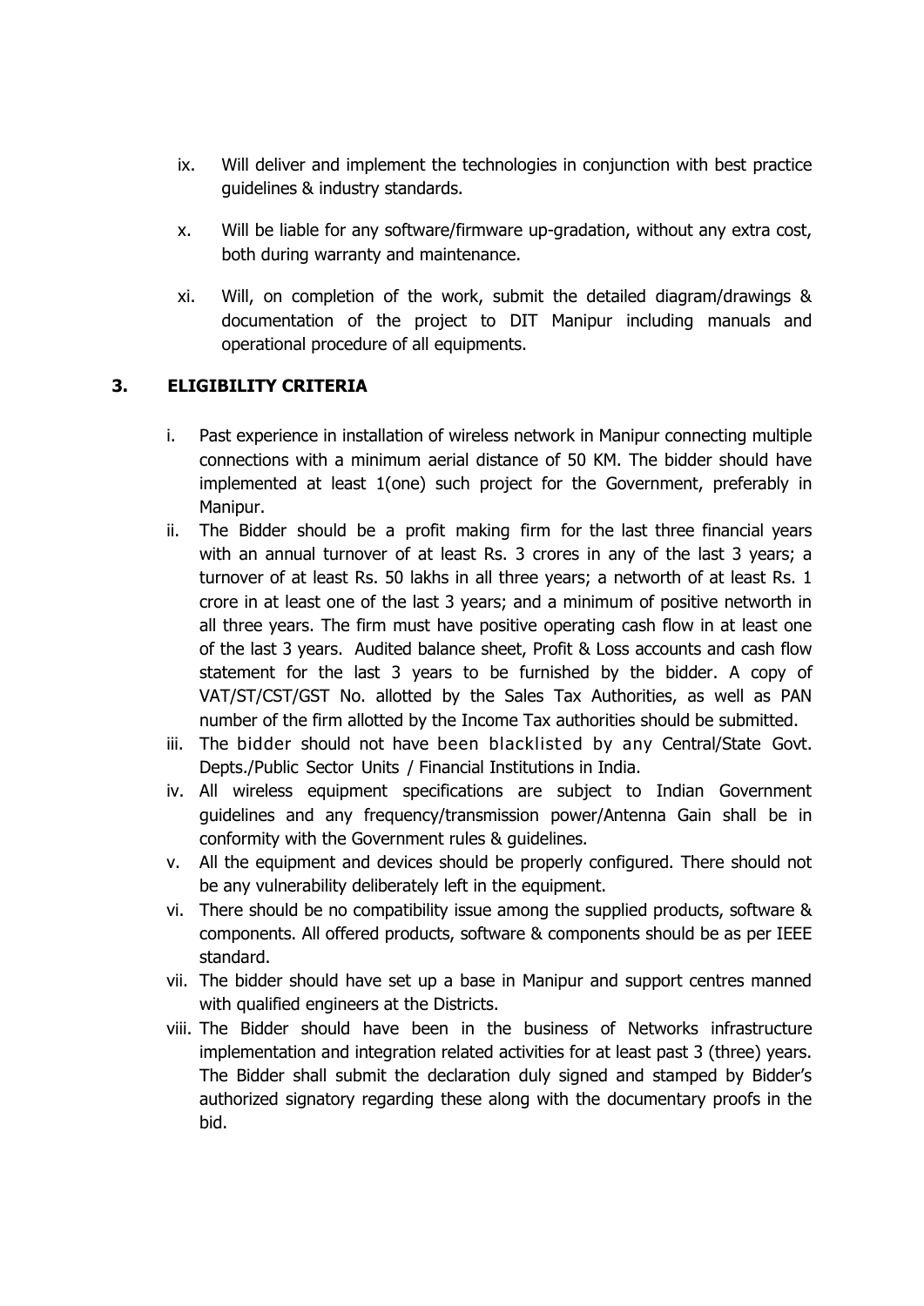ix. Will deliver and implement the technologies in conjunction with best practice guidelines & industry standards.

x. Will be liable for any software/firmware up-gradation, without any extra cost, both during warranty and maintenance.

xi. Will, on completion of the work, submit the detailed diagram/drawings & documentation of the project to DIT Manipur including manuals and operational procedure of all equipments.

### 3. ELIGIBILITY CRITERIA

i. Past experience in installation of wireless network in Manipur connecting multiple connections with a minimum aerial distance of 50 KM. The bidder should have implemented at least 1(one) such project for the Government, preferably in Manipur.

ii. The Bidder should be a profit making firm for the last three financial years with an annual turnover of at least Rs. 3 crores in any of the last 3 years; a turnover of at least Rs. 50 lakhs in all three years; a networth of at least Rs. 1 crore in at least one of the last 3 years; and a minimum of positive networth in all three years. The firm must have positive operating cash flow in at least one of the last 3 years. Audited balance sheet, Profit & Loss accounts and cash flow statement for the last 3 years to be furnished by the bidder. A copy of VAT/ST/CST/GST No. allotted by the Sales Tax Authorities, as well as PAN number of the firm allotted by the Income Tax authorities should be submitted.

iii. The bidder should not have been blacklisted by any Central/State Govt. Depts./Public Sector Units / Financial Institutions in India.

iv. All wireless equipment specifications are subject to Indian Government guidelines and any frequency/transmission power/Antenna Gain shall be in conformity with the Government rules & guidelines.

v. All the equipment and devices should be properly configured. There should not be any vulnerability deliberately left in the equipment.

vi. There should be no compatibility issue among the supplied products, software & components. All offered products, software & components should be as per IEEE standard.

vii. The bidder should have set up a base in Manipur and support centres manned with qualified engineers at the Districts.

viii. The Bidder should have been in the business of Networks infrastructure implementation and integration related activities for at least past 3 (three) years. The Bidder shall submit the declaration duly signed and stamped by Bidder's authorized signatory regarding these along with the documentary proofs in the bid.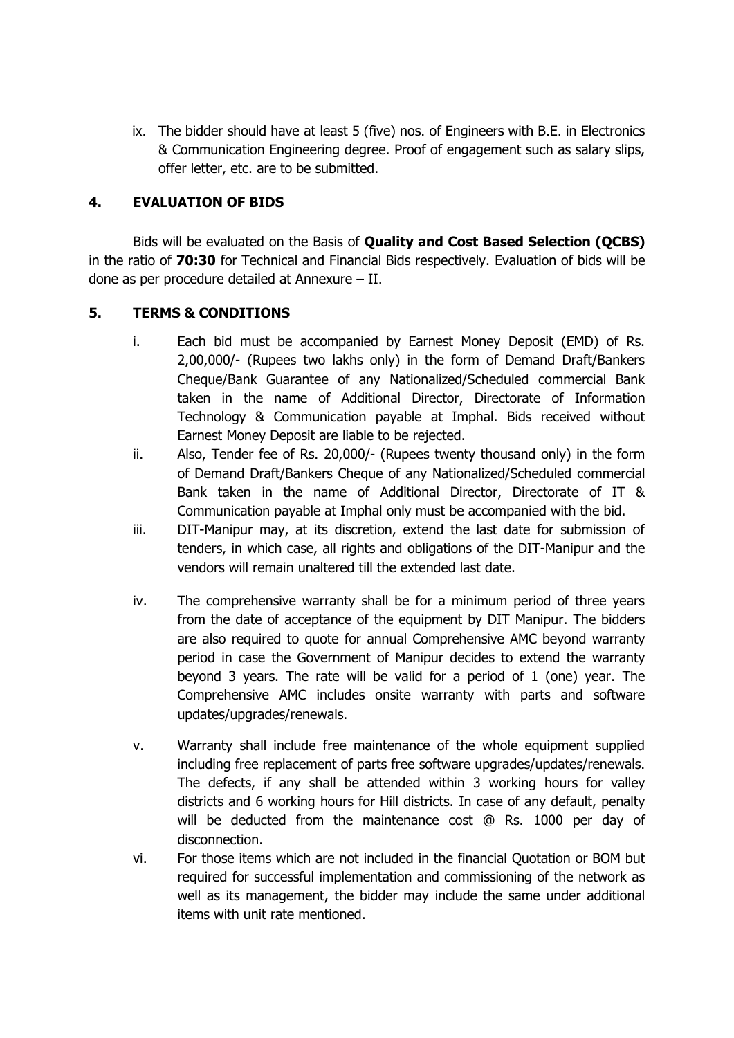ix. The bidder should have at least 5 (five) nos. of Engineers with B.E. in Electronics & Communication Engineering degree. Proof of engagement such as salary slips, offer letter, etc. are to be submitted.

## 4. EVALUATION OF BIDS

Bids will be evaluated on the Basis of **Quality and Cost Based Selection (QCBS)** in the ratio of **70:30** for Technical and Financial Bids respectively. Evaluation of bids will be done as per procedure detailed at Annexure – II.

## 5. TERMS & CONDITIONS

i. Each bid must be accompanied by Earnest Money Deposit (EMD) of Rs. 2,00,000/- (Rupees two lakhs only) in the form of Demand Draft/Bankers Cheque/Bank Guarantee of any Nationalized/Scheduled commercial Bank taken in the name of Additional Director, Directorate of Information Technology & Communication payable at Imphal. Bids received without Earnest Money Deposit are liable to be rejected.

ii. Also, Tender fee of Rs. 20,000/- (Rupees twenty thousand only) in the form of Demand Draft/Bankers Cheque of any Nationalized/Scheduled commercial Bank taken in the name of Additional Director, Directorate of IT & Communication payable at Imphal only must be accompanied with the bid.

iii. DIT-Manipur may, at its discretion, extend the last date for submission of tenders, in which case, all rights and obligations of the DIT-Manipur and the vendors will remain unaltered till the extended last date.

iv. The comprehensive warranty shall be for a minimum period of three years from the date of acceptance of the equipment by DIT Manipur. The bidders are also required to quote for annual Comprehensive AMC beyond warranty period in case the Government of Manipur decides to extend the warranty beyond 3 years. The rate will be valid for a period of 1 (one) year. The Comprehensive AMC includes onsite warranty with parts and software updates/upgrades/renewals.

v. Warranty shall include free maintenance of the whole equipment supplied including free replacement of parts free software upgrades/updates/renewals. The defects, if any shall be attended within 3 working hours for valley districts and 6 working hours for Hill districts. In case of any default, penalty will be deducted from the maintenance cost @ Rs. 1000 per day of disconnection.

vi. For those items which are not included in the financial Quotation or BOM but required for successful implementation and commissioning of the network as well as its management, the bidder may include the same under additional items with unit rate mentioned.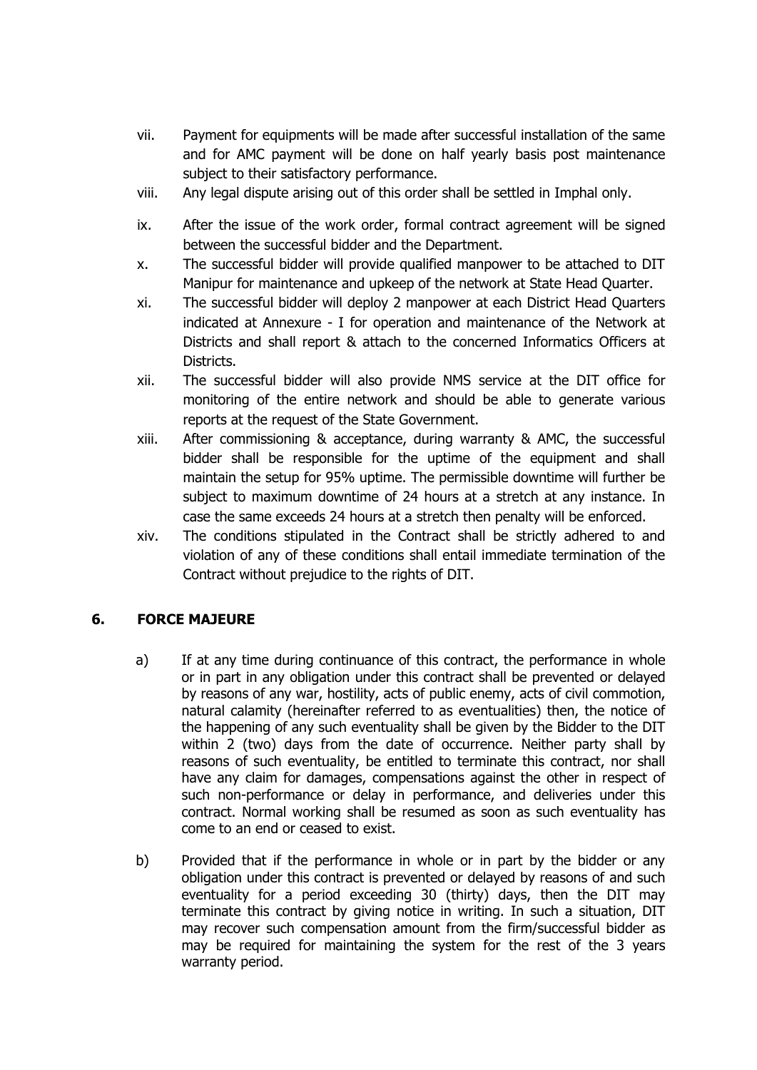vii. Payment for equipments will be made after successful installation of the same and for AMC payment will be done on half yearly basis post maintenance subject to their satisfactory performance.

viii. Any legal dispute arising out of this order shall be settled in Imphal only.

ix. After the issue of the work order, formal contract agreement will be signed between the successful bidder and the Department.

x. The successful bidder will provide qualified manpower to be attached to DIT Manipur for maintenance and upkeep of the network at State Head Quarter.

xi. The successful bidder will deploy 2 manpower at each District Head Quarters indicated at Annexure - I for operation and maintenance of the Network at Districts and shall report & attach to the concerned Informatics Officers at Districts.

xii. The successful bidder will also provide NMS service at the DIT office for monitoring of the entire network and should be able to generate various reports at the request of the State Government.

xiii. After commissioning & acceptance, during warranty & AMC, the successful bidder shall be responsible for the uptime of the equipment and shall maintain the setup for 95% uptime. The permissible downtime will further be subject to maximum downtime of 24 hours at a stretch at any instance. In case the same exceeds 24 hours at a stretch then penalty will be enforced.

xiv. The conditions stipulated in the Contract shall be strictly adhered to and violation of any of these conditions shall entail immediate termination of the Contract without prejudice to the rights of DIT.

## 6. FORCE MAJEURE

a) If at any time during continuance of this contract, the performance in whole or in part in any obligation under this contract shall be prevented or delayed by reasons of any war, hostility, acts of public enemy, acts of civil commotion, natural calamity (hereinafter referred to as eventualities) then, the notice of the happening of any such eventuality shall be given by the Bidder to the DIT within 2 (two) days from the date of occurrence. Neither party shall by reasons of such eventuality, be entitled to terminate this contract, nor shall have any claim for damages, compensations against the other in respect of such non-performance or delay in performance, and deliveries under this contract. Normal working shall be resumed as soon as such eventuality has come to an end or ceased to exist.

b) Provided that if the performance in whole or in part by the bidder or any obligation under this contract is prevented or delayed by reasons of and such eventuality for a period exceeding 30 (thirty) days, then the DIT may terminate this contract by giving notice in writing. In such a situation, DIT may recover such compensation amount from the firm/successful bidder as may be required for maintaining the system for the rest of the 3 years warranty period.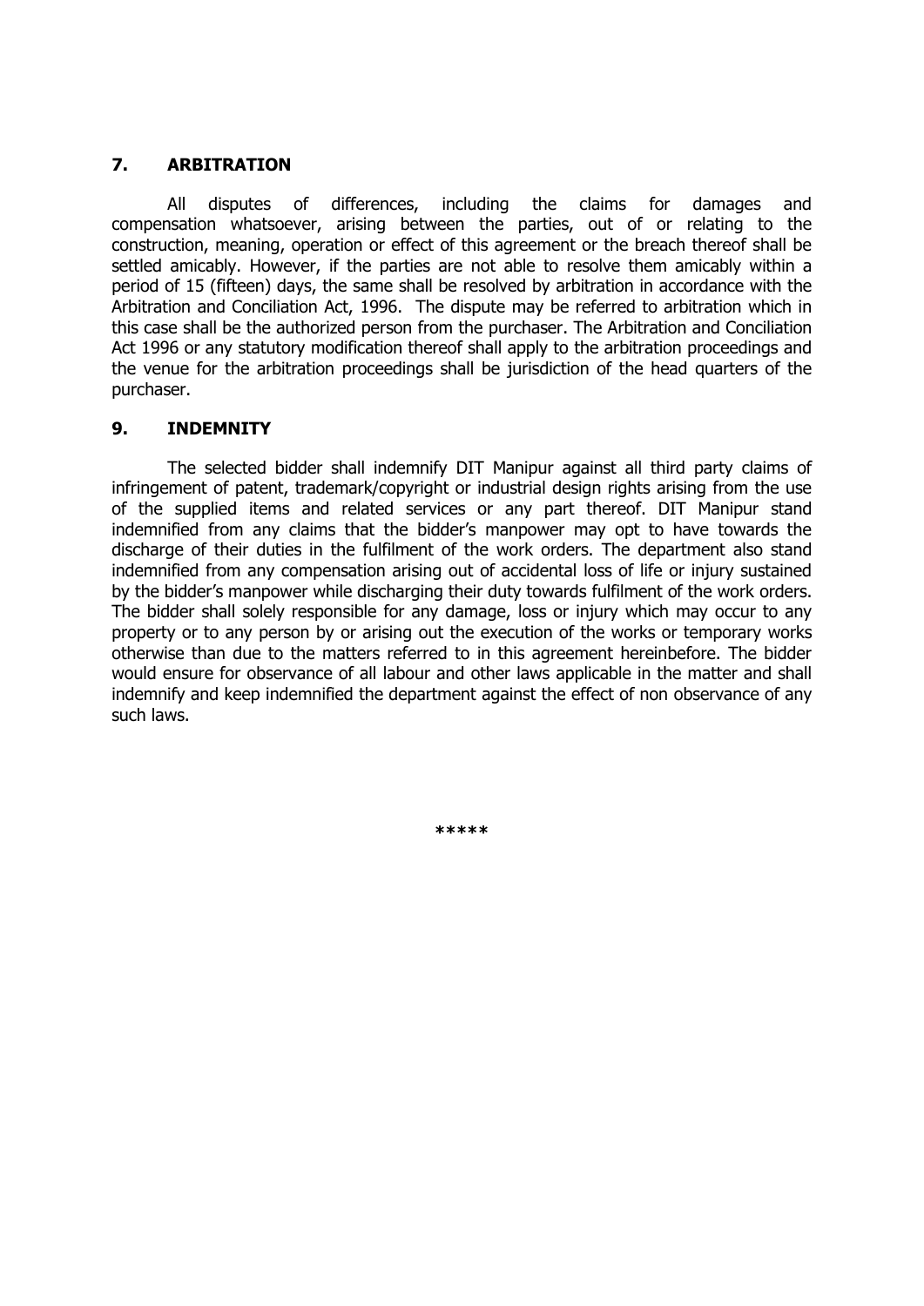## 7. ARBITRATION

All disputes of differences, including the claims for damages and compensation whatsoever, arising between the parties, out of or relating to the construction, meaning, operation or effect of this agreement or the breach thereof shall be settled amicably. However, if the parties are not able to resolve them amicably within a period of 15 (fifteen) days, the same shall be resolved by arbitration in accordance with the Arbitration and Conciliation Act, 1996. The dispute may be referred to arbitration which in this case shall be the authorized person from the purchaser. The Arbitration and Conciliation Act 1996 or any statutory modification thereof shall apply to the arbitration proceedings and the venue for the arbitration proceedings shall be jurisdiction of the head quarters of the purchaser.

## 9. INDEMNITY

The selected bidder shall indemnify DIT Manipur against all third party claims of infringement of patent, trademark/copyright or industrial design rights arising from the use of the supplied items and related services or any part thereof. DIT Manipur stand indemnified from any claims that the bidder's manpower may opt to have towards the discharge of their duties in the fulfilment of the work orders. The department also stand indemnified from any compensation arising out of accidental loss of life or injury sustained by the bidder's manpower while discharging their duty towards fulfilment of the work orders. The bidder shall solely responsible for any damage, loss or injury which may occur to any property or to any person by or arising out the execution of the works or temporary works otherwise than due to the matters referred to in this agreement hereinbefore. The bidder would ensure for observance of all labour and other laws applicable in the matter and shall indemnify and keep indemnified the department against the effect of non observance of any such laws.

*****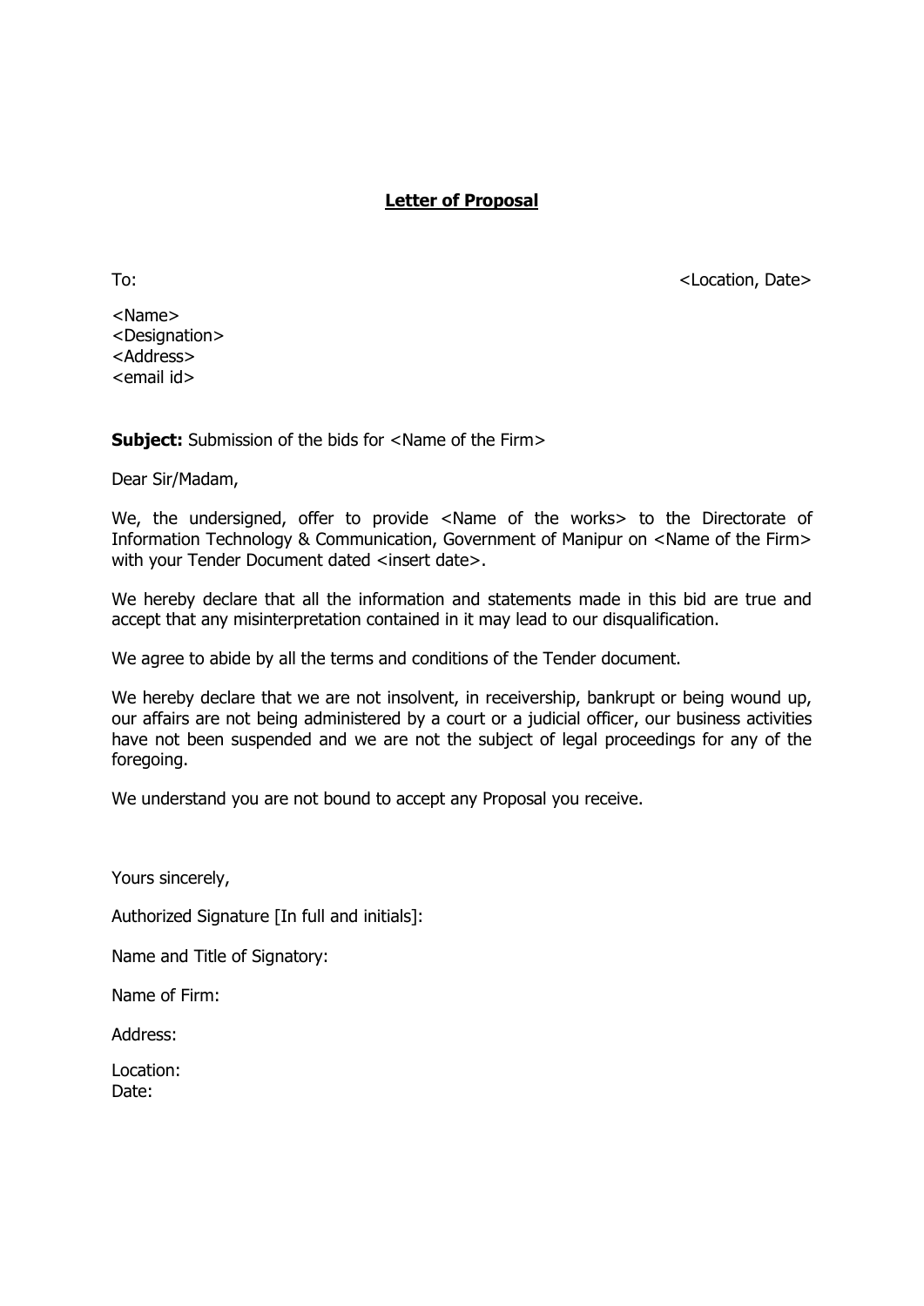## **Letter of Proposal**

To: <Location, Date>

<Name>
<Designation>
<Address>
<email id>

**Subject:** Submission of the bids for <Name of the Firm>

Dear Sir/Madam,

We, the undersigned, offer to provide <Name of the works> to the Directorate of Information Technology & Communication, Government of Manipur on <Name of the Firm> with your Tender Document dated <insert date>.

We hereby declare that all the information and statements made in this bid are true and accept that any misinterpretation contained in it may lead to our disqualification.

We agree to abide by all the terms and conditions of the Tender document.

We hereby declare that we are not insolvent, in receivership, bankrupt or being wound up, our affairs are not being administered by a court or a judicial officer, our business activities have not been suspended and we are not the subject of legal proceedings for any of the foregoing.

We understand you are not bound to accept any Proposal you receive.

Yours sincerely,

Authorized Signature [In full and initials]:

Name and Title of Signatory:

Name of Firm:

Address:

Location:
Date: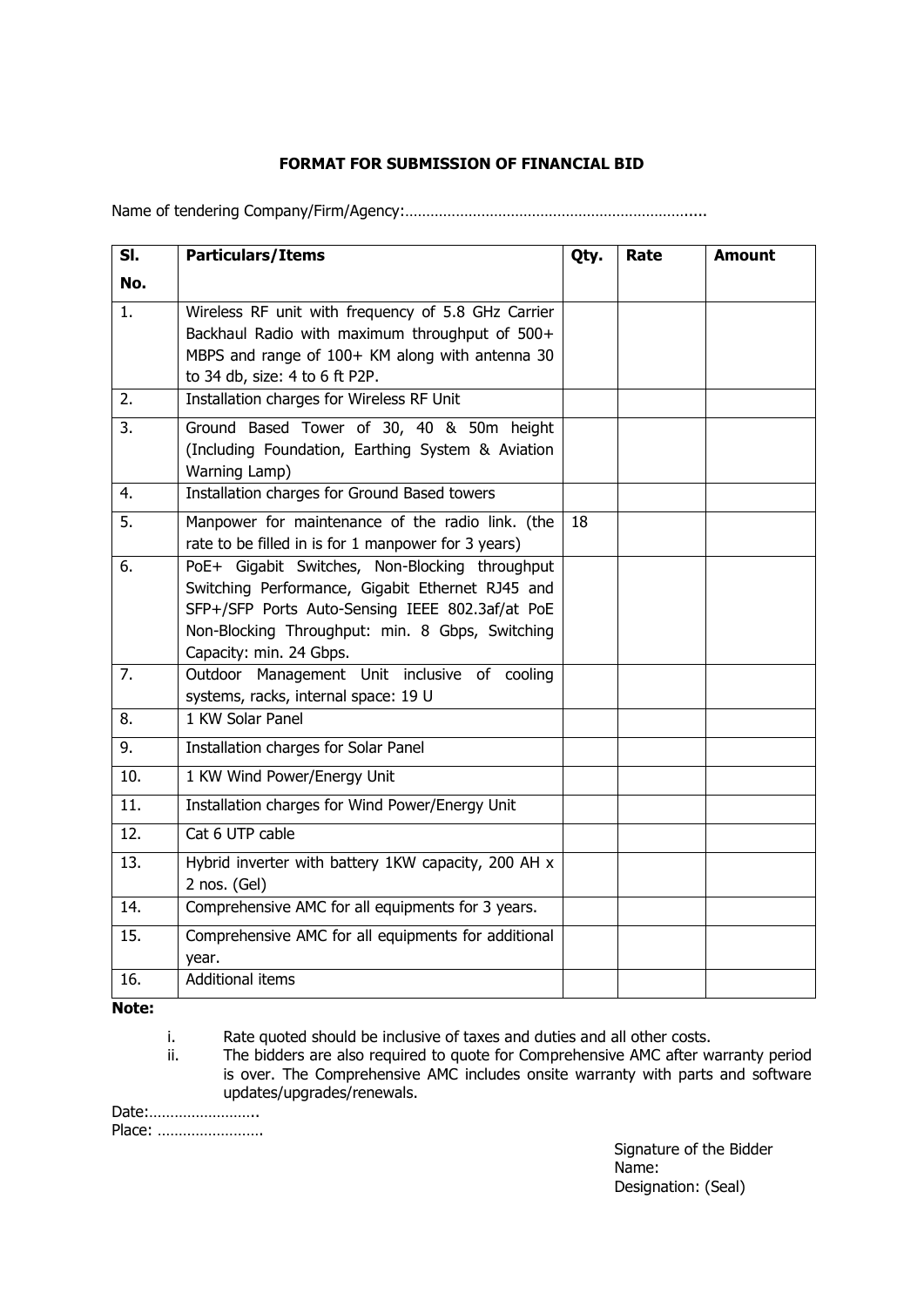**FORMAT FOR SUBMISSION OF FINANCIAL BID**

Name of tendering Company/Firm/Agency:…………………………………………………………….....

| Sl. No. | Particulars/Items | Qty. | Rate | Amount |
|---|---|---|---|---|
| 1. | Wireless RF unit with frequency of 5.8 GHz Carrier Backhaul Radio with maximum throughput of 500+ MBPS and range of 100+ KM along with antenna 30 to 34 db, size: 4 to 6 ft P2P. | | | |
| 2. | Installation charges for Wireless RF Unit | | | |
| 3. | Ground Based Tower of 30, 40 & 50m height (Including Foundation, Earthing System & Aviation Warning Lamp) | | | |
| 4. | Installation charges for Ground Based towers | | | |
| 5. | Manpower for maintenance of the radio link. (the rate to be filled in is for 1 manpower for 3 years) | 18 | | |
| 6. | PoE+ Gigabit Switches, Non-Blocking throughput Switching Performance, Gigabit Ethernet RJ45 and SFP+/SFP Ports Auto-Sensing IEEE 802.3af/at PoE Non-Blocking Throughput: min. 8 Gbps, Switching Capacity: min. 24 Gbps. | | | |
| 7. | Outdoor Management Unit inclusive of cooling systems, racks, internal space: 19 U | | | |
| 8. | 1 KW Solar Panel | | | |
| 9. | Installation charges for Solar Panel | | | |
| 10. | 1 KW Wind Power/Energy Unit | | | |
| 11. | Installation charges for Wind Power/Energy Unit | | | |
| 12. | Cat 6 UTP cable | | | |
| 13. | Hybrid inverter with battery 1KW capacity, 200 AH x 2 nos. (Gel) | | | |
| 14. | Comprehensive AMC for all equipments for 3 years. | | | |
| 15. | Comprehensive AMC for all equipments for additional year. | | | |
| 16. | Additional items | | | |

**Note:**

i. Rate quoted should be inclusive of taxes and duties and all other costs.

ii. The bidders are also required to quote for Comprehensive AMC after warranty period is over. The Comprehensive AMC includes onsite warranty with parts and software updates/upgrades/renewals.

Date:……………………..
Place: …………………….

Signature of the Bidder
Name:
Designation: (Seal)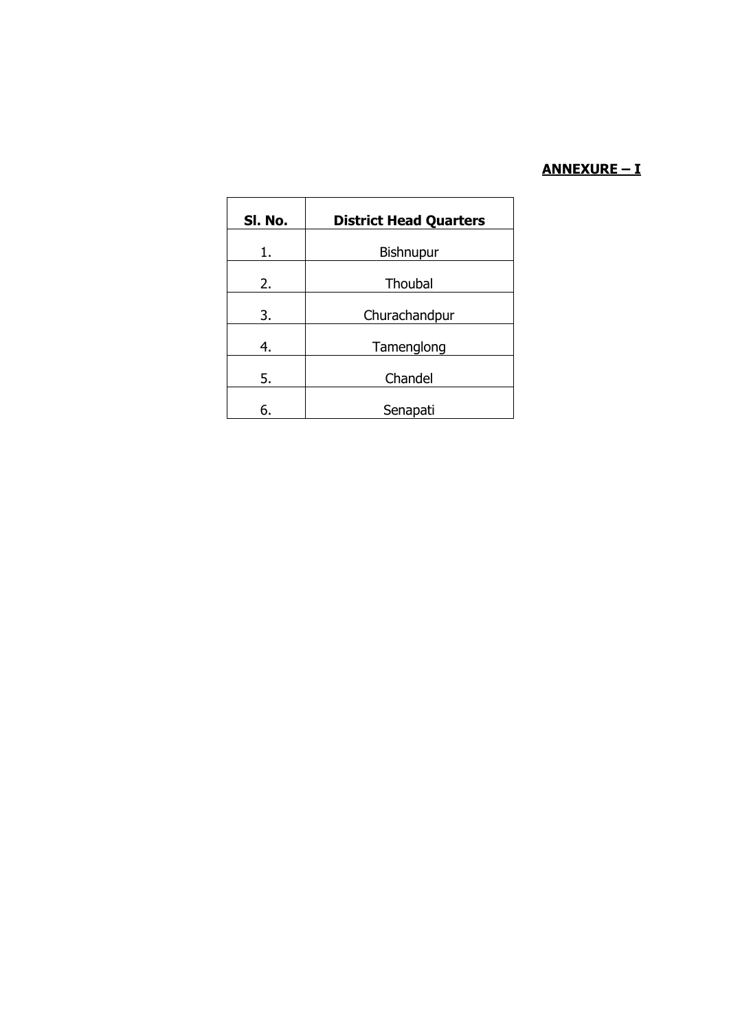**ANNEXURE – I**

| Sl. No. | District Head Quarters |
|---|---|
| 1. | Bishnupur |
| 2. | Thoubal |
| 3. | Churachandpur |
| 4. | Tamenglong |
| 5. | Chandel |
| 6. | Senapati |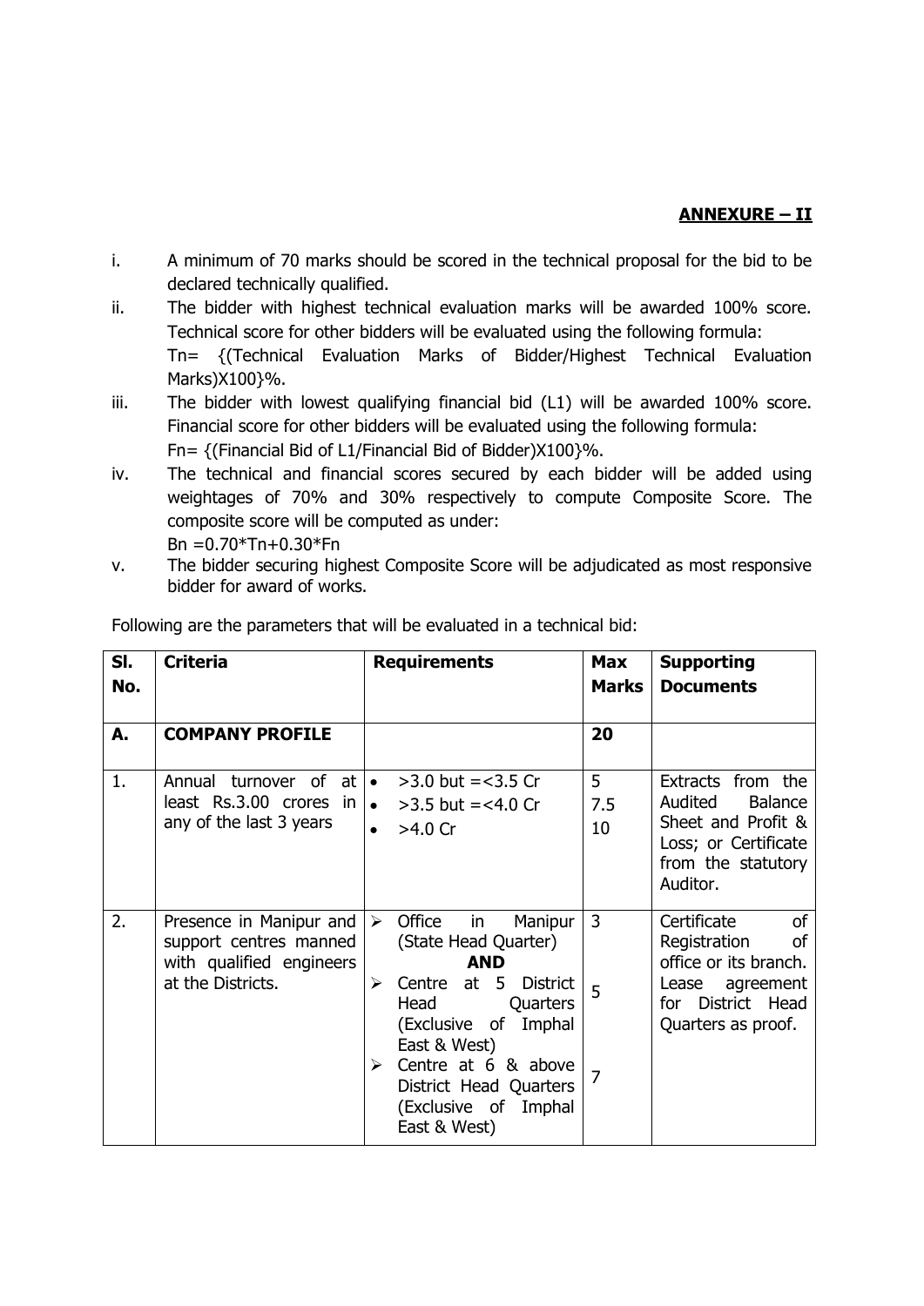**ANNEXURE – II**

i. A minimum of 70 marks should be scored in the technical proposal for the bid to be declared technically qualified.

ii. The bidder with highest technical evaluation marks will be awarded 100% score. Technical score for other bidders will be evaluated using the following formula:
Tn= {(Technical Evaluation Marks of Bidder/Highest Technical Evaluation Marks)X100}%.

iii. The bidder with lowest qualifying financial bid (L1) will be awarded 100% score. Financial score for other bidders will be evaluated using the following formula:
Fn= {(Financial Bid of L1/Financial Bid of Bidder)X100}%.

iv. The technical and financial scores secured by each bidder will be added using weightages of 70% and 30% respectively to compute Composite Score. The composite score will be computed as under:
Bn =0.70*Tn+0.30*Fn

v. The bidder securing highest Composite Score will be adjudicated as most responsive bidder for award of works.

Following are the parameters that will be evaluated in a technical bid:

| Sl. No. | Criteria | Requirements | Max Marks | Supporting Documents |
|---|---|---|---|---|
| **A.** | **COMPANY PROFILE** | | **20** | |
| 1. | Annual turnover of at least Rs.3.00 crores in any of the last 3 years | • >3.0 but =<3.5 Cr<br>• >3.5 but =<4.0 Cr<br>• >4.0 Cr | 5<br>7.5<br>10 | Extracts from the Audited Balance Sheet and Profit & Loss; or Certificate from the statutory Auditor. |
| 2. | Presence in Manipur and support centres manned with qualified engineers at the Districts. | ➢ Office in Manipur (State Head Quarter)<br>**AND**<br>➢ Centre at 5 District Head Quarters (Exclusive of Imphal East & West)<br>➢ Centre at 6 & above District Head Quarters (Exclusive of Imphal East & West) | 3<br><br><br>5<br><br>7 | Certificate of Registration of office or its branch. Lease agreement for District Head Quarters as proof. |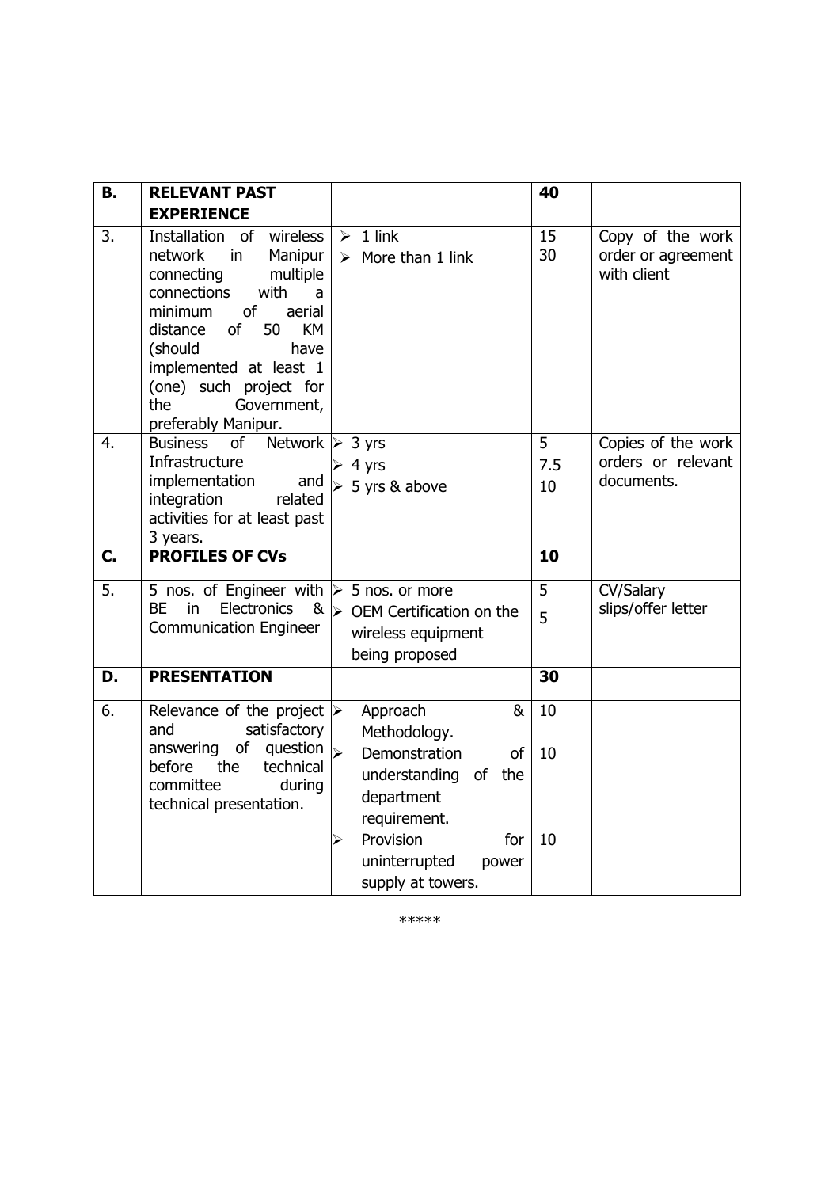| | | | | |
|---|---|---|---|---|
| **B.** | **RELEVANT PAST EXPERIENCE** | | **40** | |
| 3. | Installation of wireless network in Manipur connecting multiple connections with a minimum of aerial distance of 50 KM (should have implemented at least 1 (one) such project for the Government, preferably Manipur. | ➢ 1 link<br>➢ More than 1 link | 15<br>30 | Copy of the work order or agreement with client |
| 4. | Business of Network Infrastructure implementation and integration related activities for at least past 3 years. | ➢ 3 yrs<br>➢ 4 yrs<br>➢ 5 yrs & above | 5<br>7.5<br>10 | Copies of the work orders or relevant documents. |
| **C.** | **PROFILES OF CVs** | | **10** | |
| 5. | 5 nos. of Engineer with BE in Electronics & Communication Engineer | ➢ 5 nos. or more<br>➢ OEM Certification on the wireless equipment being proposed | 5<br>5 | CV/Salary slips/offer letter |
| **D.** | **PRESENTATION** | | **30** | |
| 6. | Relevance of the project and satisfactory answering of question before the technical committee during technical presentation. | ➢ Approach & Methodology.<br>➢ Demonstration of understanding of the department requirement.<br>➢ Provision for uninterrupted power supply at towers. | 10<br>10<br>10 | |

*****